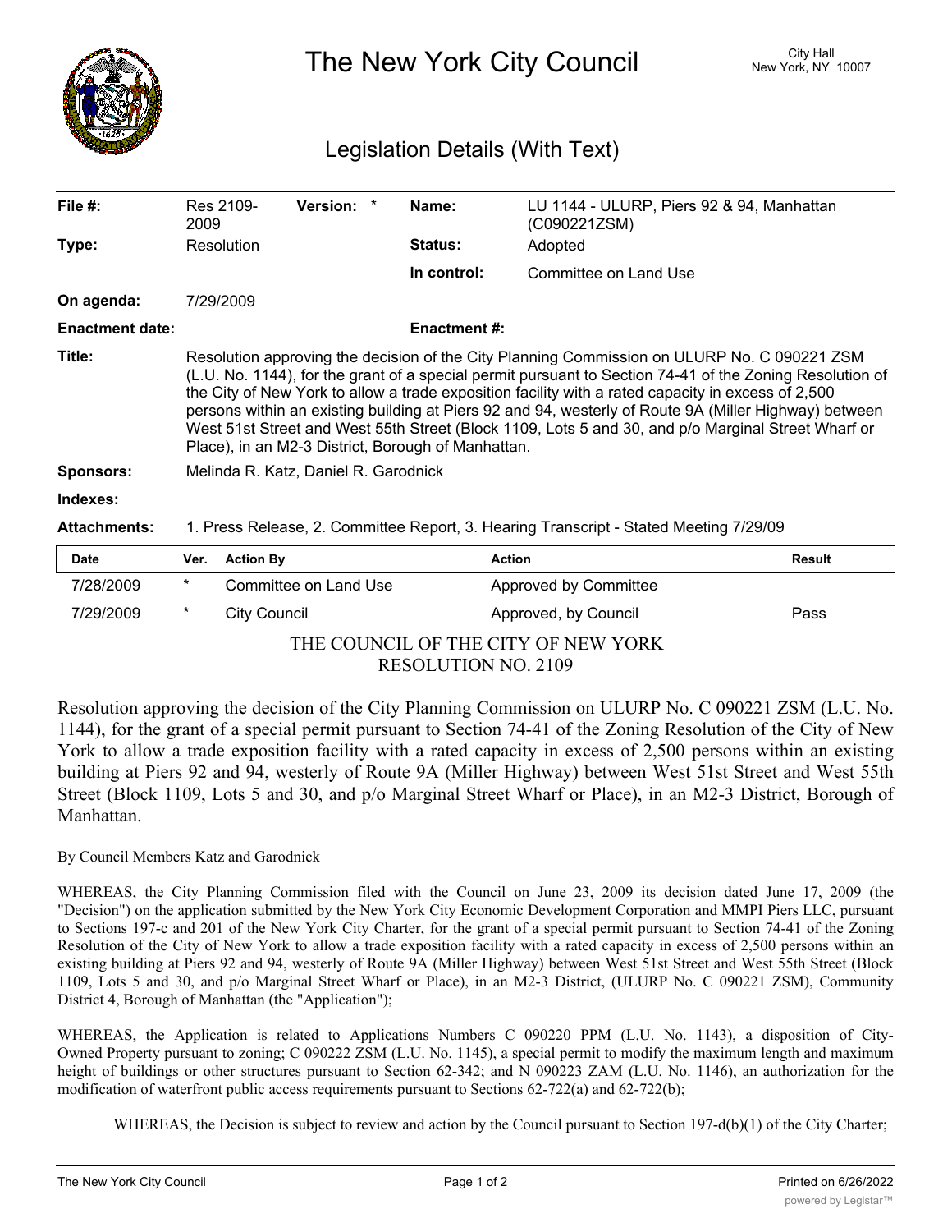# The New York City Council

City Hall
New York, NY 10007

## Legislation Details (With Text)

| | | | |
|---|---|---|---|
| **File #:** | Res 2109-2009 **Version:** * | **Name:** | LU 1144 - ULURP, Piers 92 & 94, Manhattan (C090221ZSM) |
| **Type:** | Resolution | **Status:** | Adopted |
| | | **In control:** | Committee on Land Use |
| **On agenda:** | 7/29/2009 | | |
| **Enactment date:** | | **Enactment #:** | |

**Title:** Resolution approving the decision of the City Planning Commission on ULURP No. C 090221 ZSM (L.U. No. 1144), for the grant of a special permit pursuant to Section 74-41 of the Zoning Resolution of the City of New York to allow a trade exposition facility with a rated capacity in excess of 2,500 persons within an existing building at Piers 92 and 94, westerly of Route 9A (Miller Highway) between West 51st Street and West 55th Street (Block 1109, Lots 5 and 30, and p/o Marginal Street Wharf or Place), in an M2-3 District, Borough of Manhattan.

**Sponsors:** Melinda R. Katz, Daniel R. Garodnick

**Indexes:**

**Attachments:** 1. Press Release, 2. Committee Report, 3. Hearing Transcript - Stated Meeting 7/29/09

| Date | Ver. | Action By | Action | Result |
|---|---|---|---|---|
| 7/28/2009 | * | Committee on Land Use | Approved by Committee | |
| 7/29/2009 | * | City Council | Approved, by Council | Pass |

THE COUNCIL OF THE CITY OF NEW YORK
RESOLUTION NO. 2109

Resolution approving the decision of the City Planning Commission on ULURP No. C 090221 ZSM (L.U. No. 1144), for the grant of a special permit pursuant to Section 74-41 of the Zoning Resolution of the City of New York to allow a trade exposition facility with a rated capacity in excess of 2,500 persons within an existing building at Piers 92 and 94, westerly of Route 9A (Miller Highway) between West 51st Street and West 55th Street (Block 1109, Lots 5 and 30, and p/o Marginal Street Wharf or Place), in an M2-3 District, Borough of Manhattan.

By Council Members Katz and Garodnick

WHEREAS, the City Planning Commission filed with the Council on June 23, 2009 its decision dated June 17, 2009 (the "Decision") on the application submitted by the New York City Economic Development Corporation and MMPI Piers LLC, pursuant to Sections 197-c and 201 of the New York City Charter, for the grant of a special permit pursuant to Section 74-41 of the Zoning Resolution of the City of New York to allow a trade exposition facility with a rated capacity in excess of 2,500 persons within an existing building at Piers 92 and 94, westerly of Route 9A (Miller Highway) between West 51st Street and West 55th Street (Block 1109, Lots 5 and 30, and p/o Marginal Street Wharf or Place), in an M2-3 District, (ULURP No. C 090221 ZSM), Community District 4, Borough of Manhattan (the "Application");

WHEREAS, the Application is related to Applications Numbers C 090220 PPM (L.U. No. 1143), a disposition of City-Owned Property pursuant to zoning; C 090222 ZSM (L.U. No. 1145), a special permit to modify the maximum length and maximum height of buildings or other structures pursuant to Section 62-342; and N 090223 ZAM (L.U. No. 1146), an authorization for the modification of waterfront public access requirements pursuant to Sections 62-722(a) and 62-722(b);

WHEREAS, the Decision is subject to review and action by the Council pursuant to Section 197-d(b)(1) of the City Charter;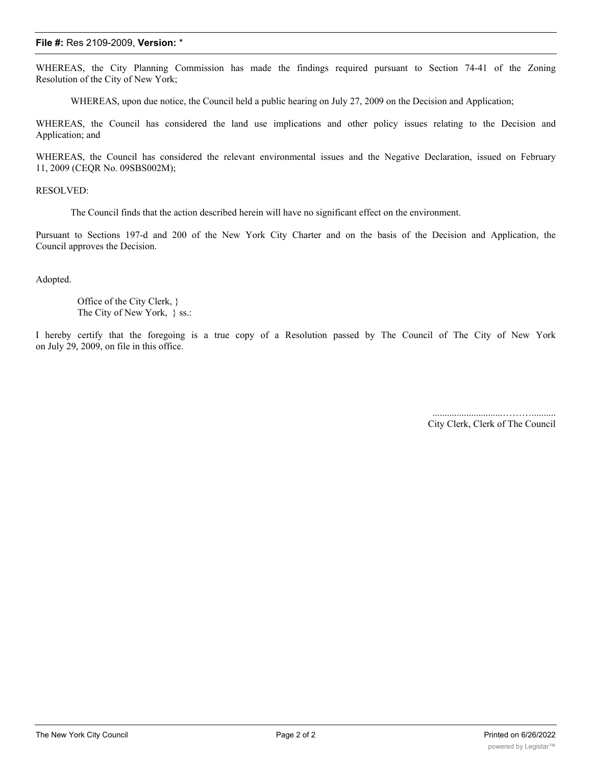WHEREAS, the City Planning Commission has made the findings required pursuant to Section 74-41 of the Zoning Resolution of the City of New York;

WHEREAS, upon due notice, the Council held a public hearing on July 27, 2009 on the Decision and Application;

WHEREAS, the Council has considered the land use implications and other policy issues relating to the Decision and Application; and

WHEREAS, the Council has considered the relevant environmental issues and the Negative Declaration, issued on February 11, 2009 (CEQR No. 09SBS002M);

RESOLVED:

The Council finds that the action described herein will have no significant effect on the environment.

Pursuant to Sections 197-d and 200 of the New York City Charter and on the basis of the Decision and Application, the Council approves the Decision.

Adopted.

Office of the City Clerk, }
The City of New York, } ss.:

I hereby certify that the foregoing is a true copy of a Resolution passed by The Council of The City of New York on July 29, 2009, on file in this office.

..............................……….........
City Clerk, Clerk of The Council